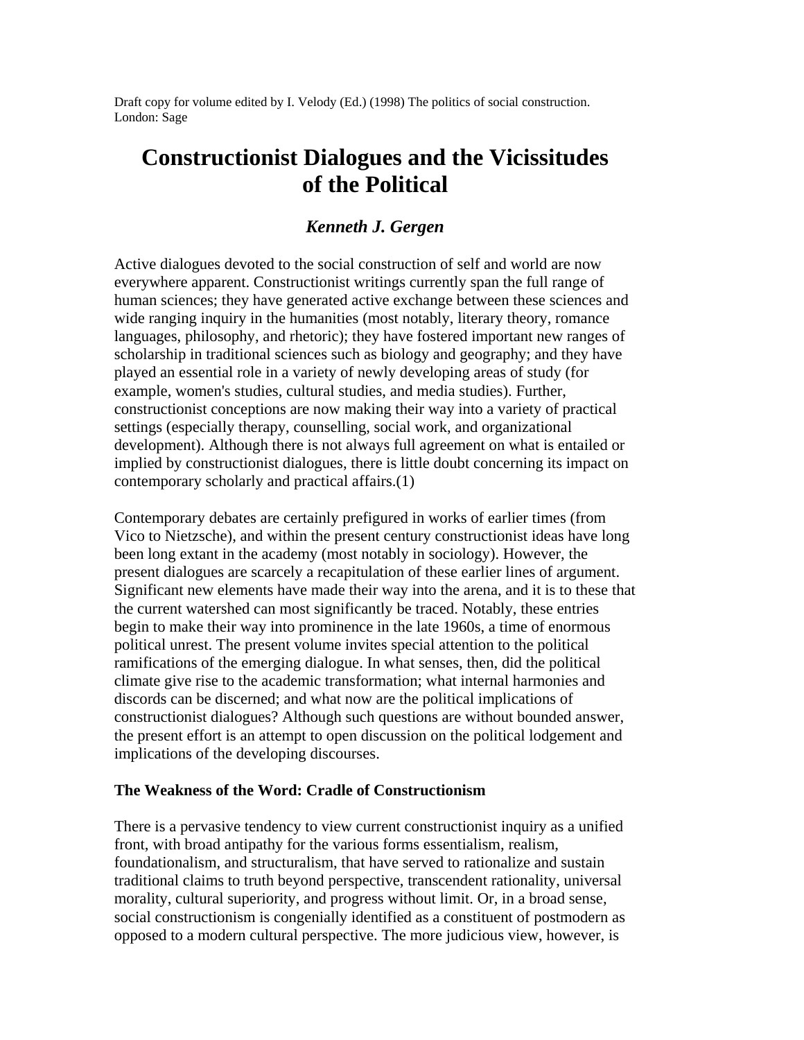Draft copy for volume edited by I. Velody (Ed.) (1998) The politics of social construction. London: Sage

# Constructionist Dialogues and the Vicissitudes of the Political

### *Kenneth J. Gergen*

Active dialogues devoted to the social construction of self and world are now everywhere apparent. Constructionist writings currently span the full range of human sciences; they have generated active exchange between these sciences and wide ranging inquiry in the humanities (most notably, literary theory, romance languages, philosophy, and rhetoric); they have fostered important new ranges of scholarship in traditional sciences such as biology and geography; and they have played an essential role in a variety of newly developing areas of study (for example, women's studies, cultural studies, and media studies). Further, constructionist conceptions are now making their way into a variety of practical settings (especially therapy, counselling, social work, and organizational development). Although there is not always full agreement on what is entailed or implied by constructionist dialogues, there is little doubt concerning its impact on contemporary scholarly and practical affairs.(1)

Contemporary debates are certainly prefigured in works of earlier times (from Vico to Nietzsche), and within the present century constructionist ideas have long been long extant in the academy (most notably in sociology). However, the present dialogues are scarcely a recapitulation of these earlier lines of argument. Significant new elements have made their way into the arena, and it is to these that the current watershed can most significantly be traced. Notably, these entries begin to make their way into prominence in the late 1960s, a time of enormous political unrest. The present volume invites special attention to the political ramifications of the emerging dialogue. In what senses, then, did the political climate give rise to the academic transformation; what internal harmonies and discords can be discerned; and what now are the political implications of constructionist dialogues? Although such questions are without bounded answer, the present effort is an attempt to open discussion on the political lodgement and implications of the developing discourses.

**The Weakness of the Word: Cradle of Constructionism**

There is a pervasive tendency to view current constructionist inquiry as a unified front, with broad antipathy for the various forms essentialism, realism, foundationalism, and structuralism, that have served to rationalize and sustain traditional claims to truth beyond perspective, transcendent rationality, universal morality, cultural superiority, and progress without limit. Or, in a broad sense, social constructionism is congenially identified as a constituent of postmodern as opposed to a modern cultural perspective. The more judicious view, however, is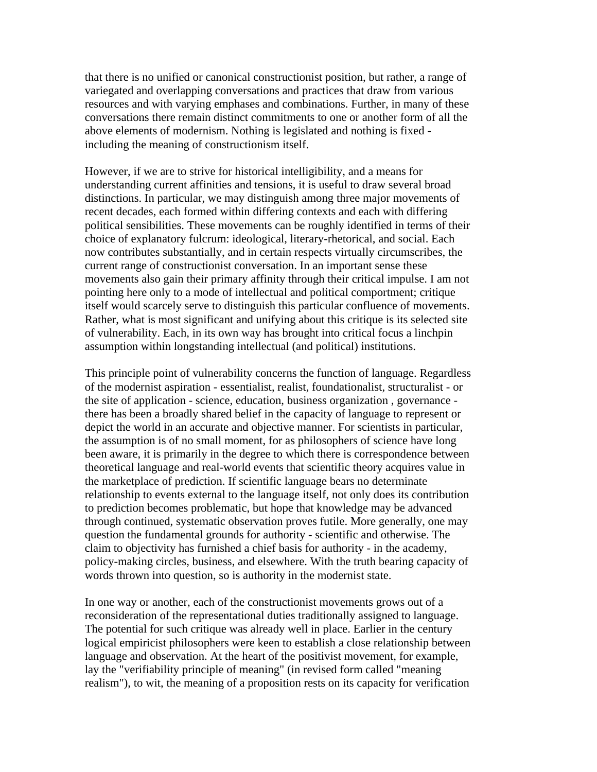that there is no unified or canonical constructionist position, but rather, a range of variegated and overlapping conversations and practices that draw from various resources and with varying emphases and combinations. Further, in many of these conversations there remain distinct commitments to one or another form of all the above elements of modernism. Nothing is legislated and nothing is fixed - including the meaning of constructionism itself.

However, if we are to strive for historical intelligibility, and a means for understanding current affinities and tensions, it is useful to draw several broad distinctions. In particular, we may distinguish among three major movements of recent decades, each formed within differing contexts and each with differing political sensibilities. These movements can be roughly identified in terms of their choice of explanatory fulcrum: ideological, literary-rhetorical, and social. Each now contributes substantially, and in certain respects virtually circumscribes, the current range of constructionist conversation. In an important sense these movements also gain their primary affinity through their critical impulse. I am not pointing here only to a mode of intellectual and political comportment; critique itself would scarcely serve to distinguish this particular confluence of movements. Rather, what is most significant and unifying about this critique is its selected site of vulnerability. Each, in its own way has brought into critical focus a linchpin assumption within longstanding intellectual (and political) institutions.

This principle point of vulnerability concerns the function of language. Regardless of the modernist aspiration - essentialist, realist, foundationalist, structuralist - or the site of application - science, education, business organization , governance - there has been a broadly shared belief in the capacity of language to represent or depict the world in an accurate and objective manner. For scientists in particular, the assumption is of no small moment, for as philosophers of science have long been aware, it is primarily in the degree to which there is correspondence between theoretical language and real-world events that scientific theory acquires value in the marketplace of prediction. If scientific language bears no determinate relationship to events external to the language itself, not only does its contribution to prediction becomes problematic, but hope that knowledge may be advanced through continued, systematic observation proves futile. More generally, one may question the fundamental grounds for authority - scientific and otherwise. The claim to objectivity has furnished a chief basis for authority - in the academy, policy-making circles, business, and elsewhere. With the truth bearing capacity of words thrown into question, so is authority in the modernist state.

In one way or another, each of the constructionist movements grows out of a reconsideration of the representational duties traditionally assigned to language. The potential for such critique was already well in place. Earlier in the century logical empiricist philosophers were keen to establish a close relationship between language and observation. At the heart of the positivist movement, for example, lay the "verifiability principle of meaning" (in revised form called "meaning realism"), to wit, the meaning of a proposition rests on its capacity for verification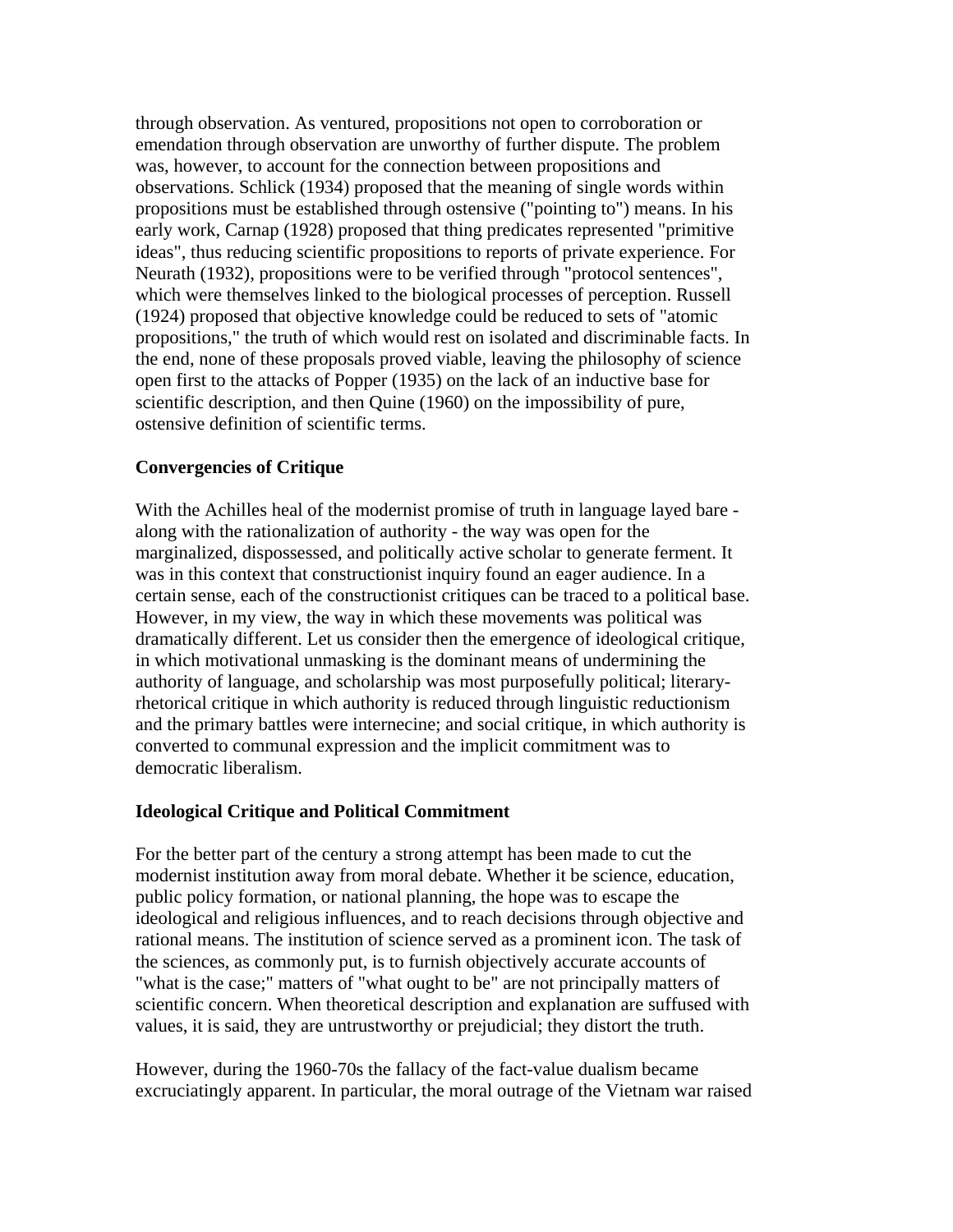through observation. As ventured, propositions not open to corroboration or emendation through observation are unworthy of further dispute. The problem was, however, to account for the connection between propositions and observations. Schlick (1934) proposed that the meaning of single words within propositions must be established through ostensive ("pointing to") means. In his early work, Carnap (1928) proposed that thing predicates represented "primitive ideas", thus reducing scientific propositions to reports of private experience. For Neurath (1932), propositions were to be verified through "protocol sentences", which were themselves linked to the biological processes of perception. Russell (1924) proposed that objective knowledge could be reduced to sets of "atomic propositions," the truth of which would rest on isolated and discriminable facts. In the end, none of these proposals proved viable, leaving the philosophy of science open first to the attacks of Popper (1935) on the lack of an inductive base for scientific description, and then Quine (1960) on the impossibility of pure, ostensive definition of scientific terms.

**Convergencies of Critique**

With the Achilles heal of the modernist promise of truth in language layed bare - along with the rationalization of authority - the way was open for the marginalized, dispossessed, and politically active scholar to generate ferment. It was in this context that constructionist inquiry found an eager audience. In a certain sense, each of the constructionist critiques can be traced to a political base. However, in my view, the way in which these movements was political was dramatically different. Let us consider then the emergence of ideological critique, in which motivational unmasking is the dominant means of undermining the authority of language, and scholarship was most purposefully political; literary-rhetorical critique in which authority is reduced through linguistic reductionism and the primary battles were internecine; and social critique, in which authority is converted to communal expression and the implicit commitment was to democratic liberalism.

**Ideological Critique and Political Commitment**

For the better part of the century a strong attempt has been made to cut the modernist institution away from moral debate. Whether it be science, education, public policy formation, or national planning, the hope was to escape the ideological and religious influences, and to reach decisions through objective and rational means. The institution of science served as a prominent icon. The task of the sciences, as commonly put, is to furnish objectively accurate accounts of "what is the case;" matters of "what ought to be" are not principally matters of scientific concern. When theoretical description and explanation are suffused with values, it is said, they are untrustworthy or prejudicial; they distort the truth.

However, during the 1960-70s the fallacy of the fact-value dualism became excruciatingly apparent. In particular, the moral outrage of the Vietnam war raised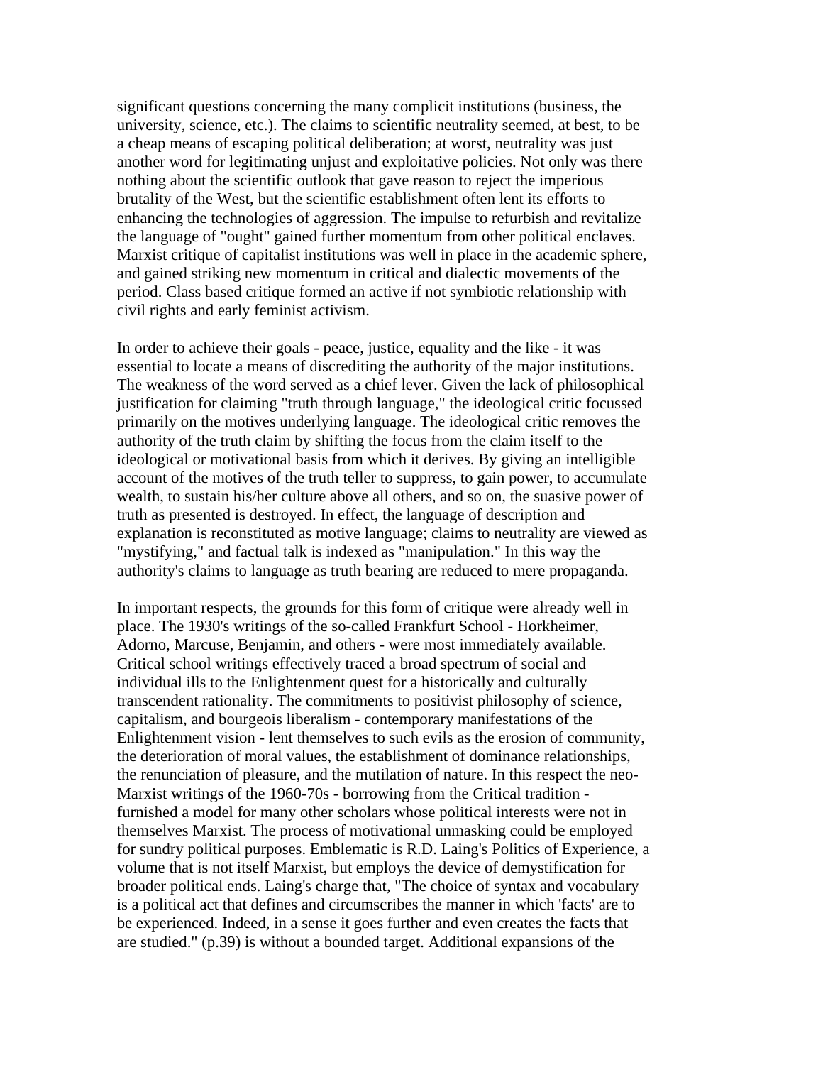significant questions concerning the many complicit institutions (business, the university, science, etc.). The claims to scientific neutrality seemed, at best, to be a cheap means of escaping political deliberation; at worst, neutrality was just another word for legitimating unjust and exploitative policies. Not only was there nothing about the scientific outlook that gave reason to reject the imperious brutality of the West, but the scientific establishment often lent its efforts to enhancing the technologies of aggression. The impulse to refurbish and revitalize the language of "ought" gained further momentum from other political enclaves. Marxist critique of capitalist institutions was well in place in the academic sphere, and gained striking new momentum in critical and dialectic movements of the period. Class based critique formed an active if not symbiotic relationship with civil rights and early feminist activism.

In order to achieve their goals - peace, justice, equality and the like - it was essential to locate a means of discrediting the authority of the major institutions. The weakness of the word served as a chief lever. Given the lack of philosophical justification for claiming "truth through language," the ideological critic focussed primarily on the motives underlying language. The ideological critic removes the authority of the truth claim by shifting the focus from the claim itself to the ideological or motivational basis from which it derives. By giving an intelligible account of the motives of the truth teller to suppress, to gain power, to accumulate wealth, to sustain his/her culture above all others, and so on, the suasive power of truth as presented is destroyed. In effect, the language of description and explanation is reconstituted as motive language; claims to neutrality are viewed as "mystifying," and factual talk is indexed as "manipulation." In this way the authority's claims to language as truth bearing are reduced to mere propaganda.

In important respects, the grounds for this form of critique were already well in place. The 1930's writings of the so-called Frankfurt School - Horkheimer, Adorno, Marcuse, Benjamin, and others - were most immediately available. Critical school writings effectively traced a broad spectrum of social and individual ills to the Enlightenment quest for a historically and culturally transcendent rationality. The commitments to positivist philosophy of science, capitalism, and bourgeois liberalism - contemporary manifestations of the Enlightenment vision - lent themselves to such evils as the erosion of community, the deterioration of moral values, the establishment of dominance relationships, the renunciation of pleasure, and the mutilation of nature. In this respect the neo-Marxist writings of the 1960-70s - borrowing from the Critical tradition - furnished a model for many other scholars whose political interests were not in themselves Marxist. The process of motivational unmasking could be employed for sundry political purposes. Emblematic is R.D. Laing's Politics of Experience, a volume that is not itself Marxist, but employs the device of demystification for broader political ends. Laing's charge that, "The choice of syntax and vocabulary is a political act that defines and circumscribes the manner in which 'facts' are to be experienced. Indeed, in a sense it goes further and even creates the facts that are studied." (p.39) is without a bounded target. Additional expansions of the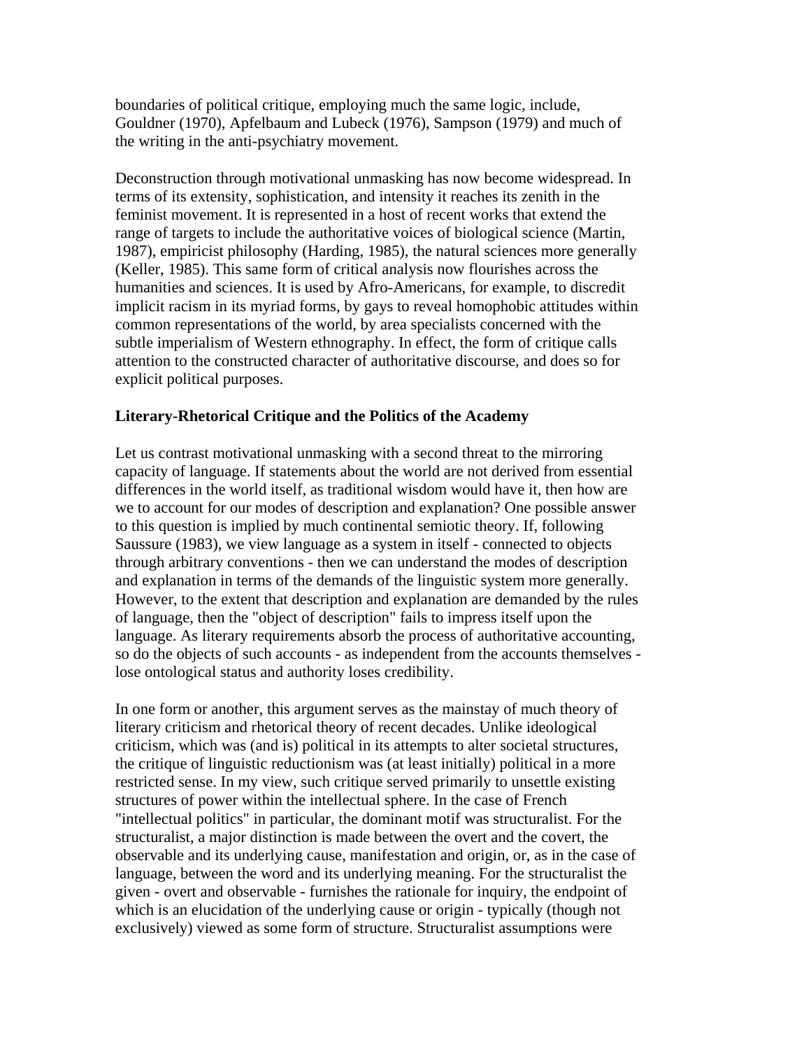boundaries of political critique, employing much the same logic, include, Gouldner (1970), Apfelbaum and Lubeck (1976), Sampson (1979) and much of the writing in the anti-psychiatry movement.

Deconstruction through motivational unmasking has now become widespread. In terms of its extensity, sophistication, and intensity it reaches its zenith in the feminist movement. It is represented in a host of recent works that extend the range of targets to include the authoritative voices of biological science (Martin, 1987), empiricist philosophy (Harding, 1985), the natural sciences more generally (Keller, 1985). This same form of critical analysis now flourishes across the humanities and sciences. It is used by Afro-Americans, for example, to discredit implicit racism in its myriad forms, by gays to reveal homophobic attitudes within common representations of the world, by area specialists concerned with the subtle imperialism of Western ethnography. In effect, the form of critique calls attention to the constructed character of authoritative discourse, and does so for explicit political purposes.

### Literary-Rhetorical Critique and the Politics of the Academy

Let us contrast motivational unmasking with a second threat to the mirroring capacity of language. If statements about the world are not derived from essential differences in the world itself, as traditional wisdom would have it, then how are we to account for our modes of description and explanation? One possible answer to this question is implied by much continental semiotic theory. If, following Saussure (1983), we view language as a system in itself - connected to objects through arbitrary conventions - then we can understand the modes of description and explanation in terms of the demands of the linguistic system more generally. However, to the extent that description and explanation are demanded by the rules of language, then the "object of description" fails to impress itself upon the language. As literary requirements absorb the process of authoritative accounting, so do the objects of such accounts - as independent from the accounts themselves - lose ontological status and authority loses credibility.

In one form or another, this argument serves as the mainstay of much theory of literary criticism and rhetorical theory of recent decades. Unlike ideological criticism, which was (and is) political in its attempts to alter societal structures, the critique of linguistic reductionism was (at least initially) political in a more restricted sense. In my view, such critique served primarily to unsettle existing structures of power within the intellectual sphere. In the case of French "intellectual politics" in particular, the dominant motif was structuralist. For the structuralist, a major distinction is made between the overt and the covert, the observable and its underlying cause, manifestation and origin, or, as in the case of language, between the word and its underlying meaning. For the structuralist the given - overt and observable - furnishes the rationale for inquiry, the endpoint of which is an elucidation of the underlying cause or origin - typically (though not exclusively) viewed as some form of structure. Structuralist assumptions were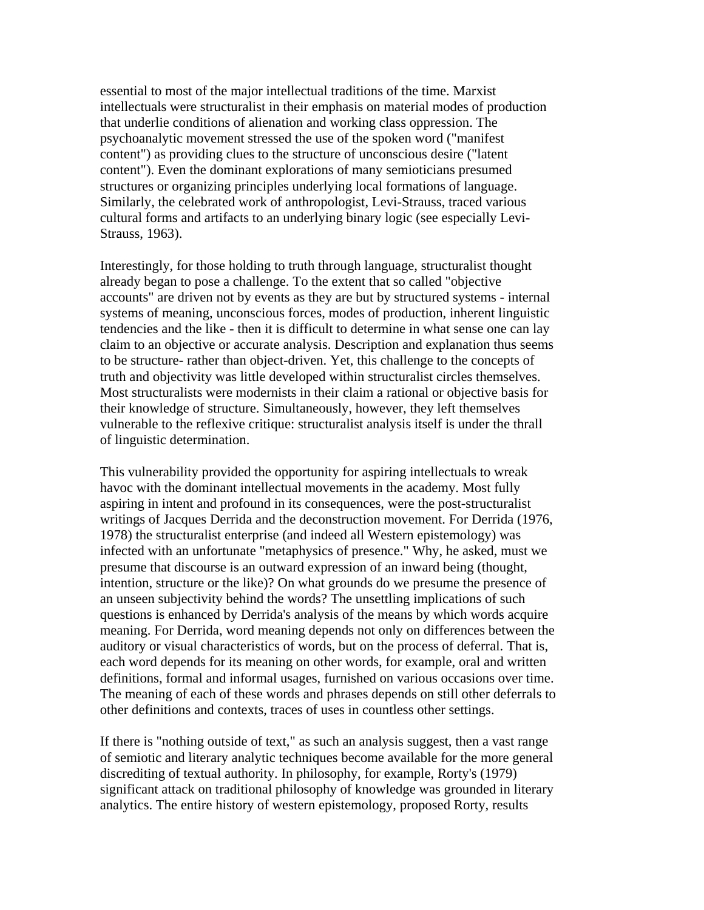essential to most of the major intellectual traditions of the time. Marxist intellectuals were structuralist in their emphasis on material modes of production that underlie conditions of alienation and working class oppression. The psychoanalytic movement stressed the use of the spoken word ("manifest content") as providing clues to the structure of unconscious desire ("latent content"). Even the dominant explorations of many semioticians presumed structures or organizing principles underlying local formations of language. Similarly, the celebrated work of anthropologist, Levi-Strauss, traced various cultural forms and artifacts to an underlying binary logic (see especially Levi-Strauss, 1963).

Interestingly, for those holding to truth through language, structuralist thought already began to pose a challenge. To the extent that so called "objective accounts" are driven not by events as they are but by structured systems - internal systems of meaning, unconscious forces, modes of production, inherent linguistic tendencies and the like - then it is difficult to determine in what sense one can lay claim to an objective or accurate analysis. Description and explanation thus seems to be structure- rather than object-driven. Yet, this challenge to the concepts of truth and objectivity was little developed within structuralist circles themselves. Most structuralists were modernists in their claim a rational or objective basis for their knowledge of structure. Simultaneously, however, they left themselves vulnerable to the reflexive critique: structuralist analysis itself is under the thrall of linguistic determination.

This vulnerability provided the opportunity for aspiring intellectuals to wreak havoc with the dominant intellectual movements in the academy. Most fully aspiring in intent and profound in its consequences, were the post-structuralist writings of Jacques Derrida and the deconstruction movement. For Derrida (1976, 1978) the structuralist enterprise (and indeed all Western epistemology) was infected with an unfortunate "metaphysics of presence." Why, he asked, must we presume that discourse is an outward expression of an inward being (thought, intention, structure or the like)? On what grounds do we presume the presence of an unseen subjectivity behind the words? The unsettling implications of such questions is enhanced by Derrida's analysis of the means by which words acquire meaning. For Derrida, word meaning depends not only on differences between the auditory or visual characteristics of words, but on the process of deferral. That is, each word depends for its meaning on other words, for example, oral and written definitions, formal and informal usages, furnished on various occasions over time. The meaning of each of these words and phrases depends on still other deferrals to other definitions and contexts, traces of uses in countless other settings.

If there is "nothing outside of text," as such an analysis suggest, then a vast range of semiotic and literary analytic techniques become available for the more general discrediting of textual authority. In philosophy, for example, Rorty's (1979) significant attack on traditional philosophy of knowledge was grounded in literary analytics. The entire history of western epistemology, proposed Rorty, results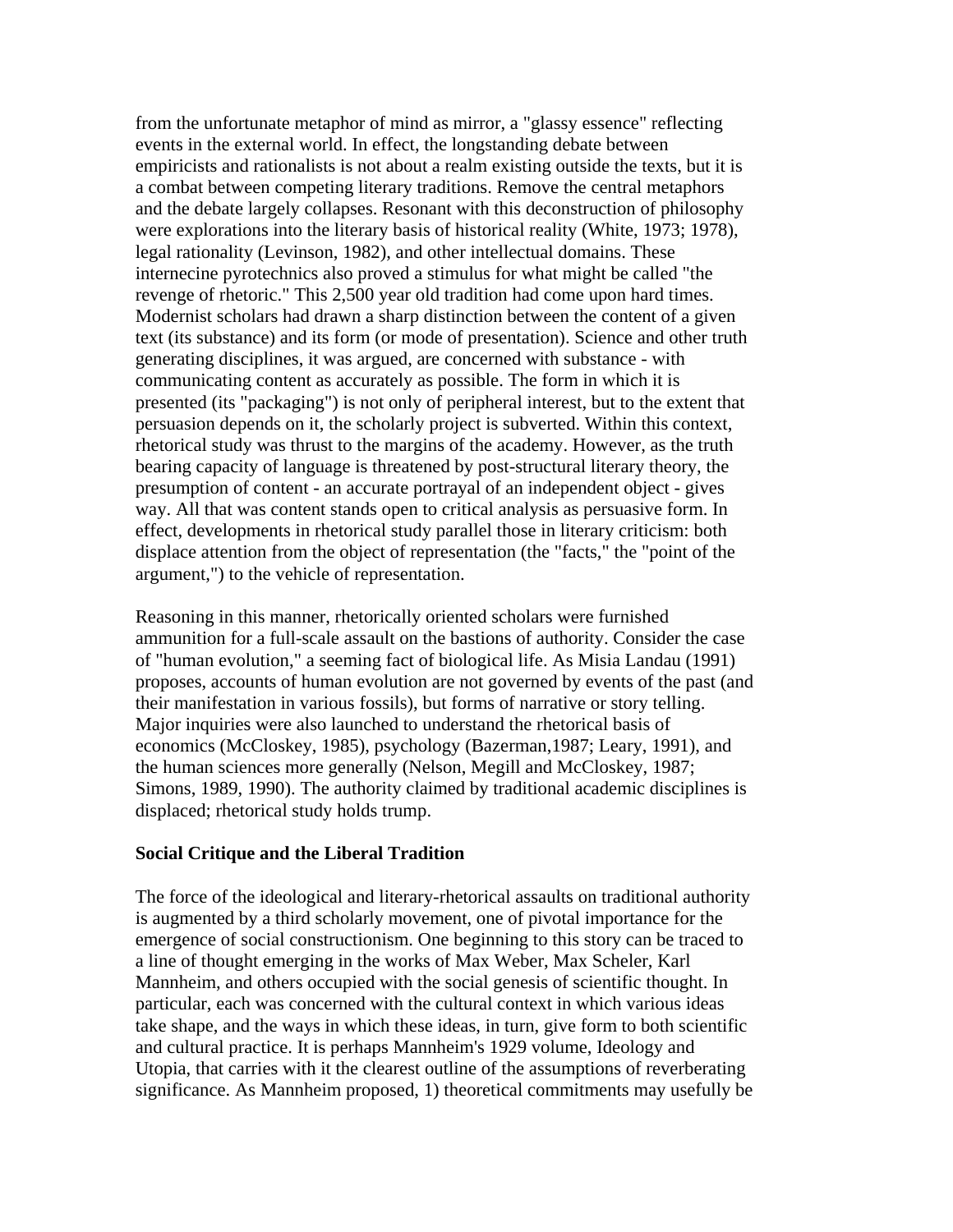from the unfortunate metaphor of mind as mirror, a "glassy essence" reflecting events in the external world. In effect, the longstanding debate between empiricists and rationalists is not about a realm existing outside the texts, but it is a combat between competing literary traditions. Remove the central metaphors and the debate largely collapses. Resonant with this deconstruction of philosophy were explorations into the literary basis of historical reality (White, 1973; 1978), legal rationality (Levinson, 1982), and other intellectual domains. These internecine pyrotechnics also proved a stimulus for what might be called "the revenge of rhetoric." This 2,500 year old tradition had come upon hard times. Modernist scholars had drawn a sharp distinction between the content of a given text (its substance) and its form (or mode of presentation). Science and other truth generating disciplines, it was argued, are concerned with substance - with communicating content as accurately as possible. The form in which it is presented (its "packaging") is not only of peripheral interest, but to the extent that persuasion depends on it, the scholarly project is subverted. Within this context, rhetorical study was thrust to the margins of the academy. However, as the truth bearing capacity of language is threatened by post-structural literary theory, the presumption of content - an accurate portrayal of an independent object - gives way. All that was content stands open to critical analysis as persuasive form. In effect, developments in rhetorical study parallel those in literary criticism: both displace attention from the object of representation (the "facts," the "point of the argument,") to the vehicle of representation.

Reasoning in this manner, rhetorically oriented scholars were furnished ammunition for a full-scale assault on the bastions of authority. Consider the case of "human evolution," a seeming fact of biological life. As Misia Landau (1991) proposes, accounts of human evolution are not governed by events of the past (and their manifestation in various fossils), but forms of narrative or story telling. Major inquiries were also launched to understand the rhetorical basis of economics (McCloskey, 1985), psychology (Bazerman,1987; Leary, 1991), and the human sciences more generally (Nelson, Megill and McCloskey, 1987; Simons, 1989, 1990). The authority claimed by traditional academic disciplines is displaced; rhetorical study holds trump.

### Social Critique and the Liberal Tradition

The force of the ideological and literary-rhetorical assaults on traditional authority is augmented by a third scholarly movement, one of pivotal importance for the emergence of social constructionism. One beginning to this story can be traced to a line of thought emerging in the works of Max Weber, Max Scheler, Karl Mannheim, and others occupied with the social genesis of scientific thought. In particular, each was concerned with the cultural context in which various ideas take shape, and the ways in which these ideas, in turn, give form to both scientific and cultural practice. It is perhaps Mannheim's 1929 volume, Ideology and Utopia, that carries with it the clearest outline of the assumptions of reverberating significance. As Mannheim proposed, 1) theoretical commitments may usefully be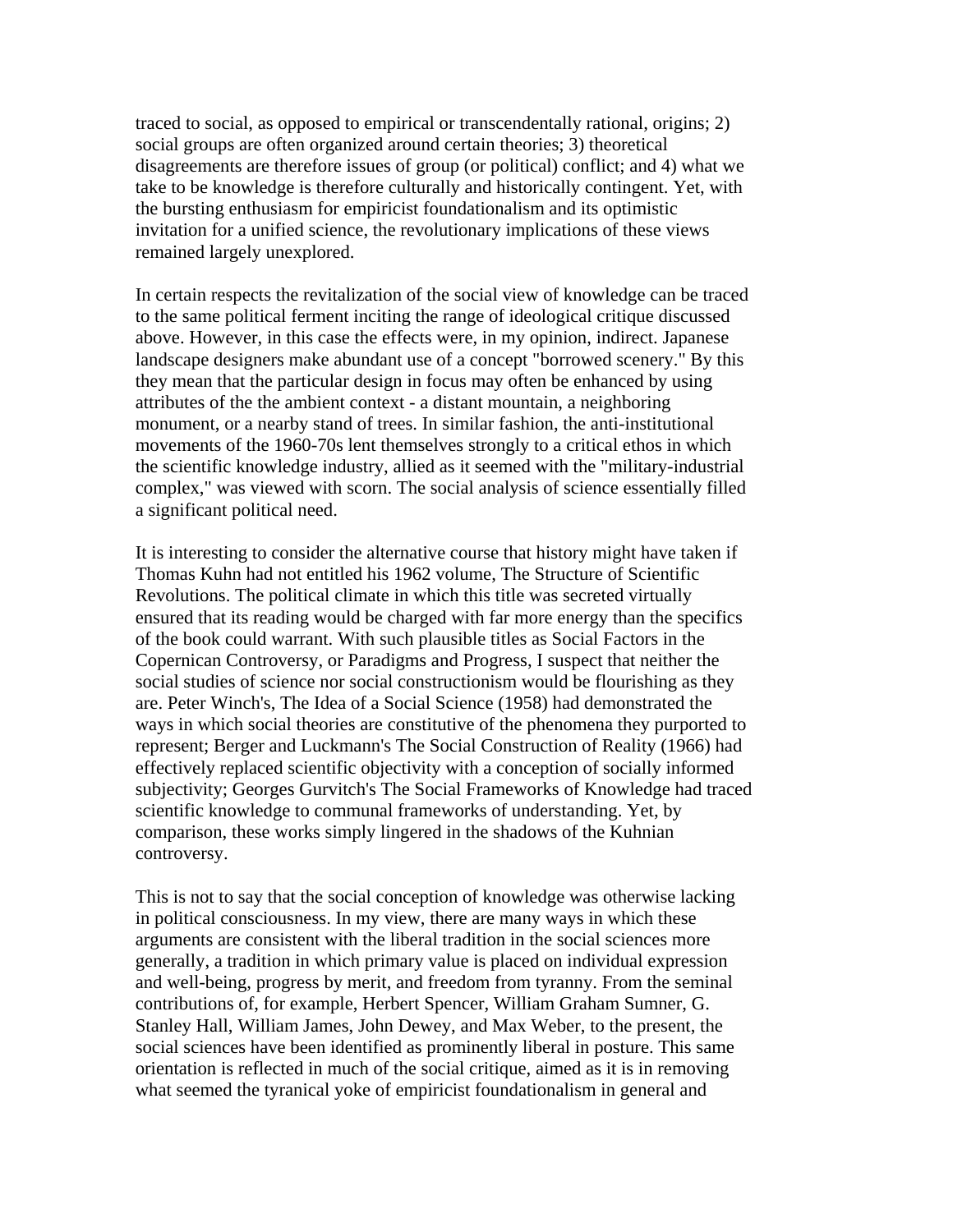traced to social, as opposed to empirical or transcendentally rational, origins; 2) social groups are often organized around certain theories; 3) theoretical disagreements are therefore issues of group (or political) conflict; and 4) what we take to be knowledge is therefore culturally and historically contingent. Yet, with the bursting enthusiasm for empiricist foundationalism and its optimistic invitation for a unified science, the revolutionary implications of these views remained largely unexplored.

In certain respects the revitalization of the social view of knowledge can be traced to the same political ferment inciting the range of ideological critique discussed above. However, in this case the effects were, in my opinion, indirect. Japanese landscape designers make abundant use of a concept "borrowed scenery." By this they mean that the particular design in focus may often be enhanced by using attributes of the the ambient context - a distant mountain, a neighboring monument, or a nearby stand of trees. In similar fashion, the anti-institutional movements of the 1960-70s lent themselves strongly to a critical ethos in which the scientific knowledge industry, allied as it seemed with the "military-industrial complex," was viewed with scorn. The social analysis of science essentially filled a significant political need.

It is interesting to consider the alternative course that history might have taken if Thomas Kuhn had not entitled his 1962 volume, The Structure of Scientific Revolutions. The political climate in which this title was secreted virtually ensured that its reading would be charged with far more energy than the specifics of the book could warrant. With such plausible titles as Social Factors in the Copernican Controversy, or Paradigms and Progress, I suspect that neither the social studies of science nor social constructionism would be flourishing as they are. Peter Winch's, The Idea of a Social Science (1958) had demonstrated the ways in which social theories are constitutive of the phenomena they purported to represent; Berger and Luckmann's The Social Construction of Reality (1966) had effectively replaced scientific objectivity with a conception of socially informed subjectivity; Georges Gurvitch's The Social Frameworks of Knowledge had traced scientific knowledge to communal frameworks of understanding. Yet, by comparison, these works simply lingered in the shadows of the Kuhnian controversy.

This is not to say that the social conception of knowledge was otherwise lacking in political consciousness. In my view, there are many ways in which these arguments are consistent with the liberal tradition in the social sciences more generally, a tradition in which primary value is placed on individual expression and well-being, progress by merit, and freedom from tyranny. From the seminal contributions of, for example, Herbert Spencer, William Graham Sumner, G. Stanley Hall, William James, John Dewey, and Max Weber, to the present, the social sciences have been identified as prominently liberal in posture. This same orientation is reflected in much of the social critique, aimed as it is in removing what seemed the tyranical yoke of empiricist foundationalism in general and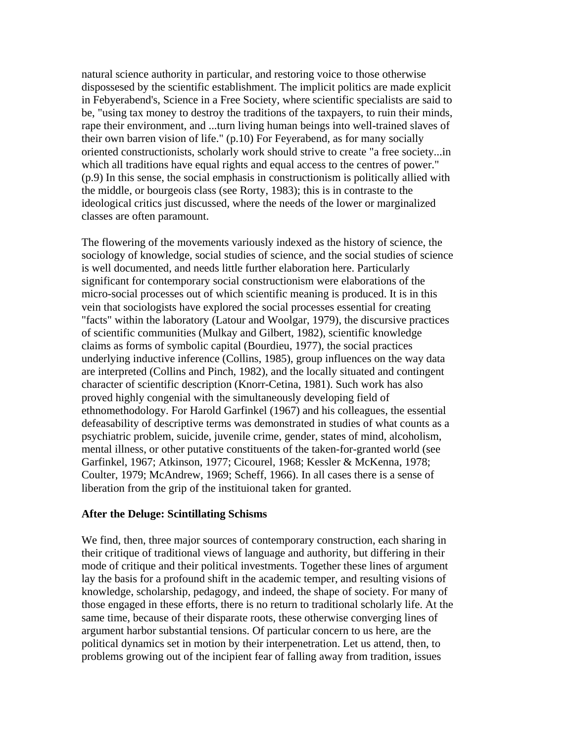natural science authority in particular, and restoring voice to those otherwise dispossesed by the scientific establishment. The implicit politics are made explicit in Febyerabend's, Science in a Free Society, where scientific specialists are said to be, "using tax money to destroy the traditions of the taxpayers, to ruin their minds, rape their environment, and ...turn living human beings into well-trained slaves of their own barren vision of life." (p.10) For Feyerabend, as for many socially oriented constructionists, scholarly work should strive to create "a free society...in which all traditions have equal rights and equal access to the centres of power." (p.9) In this sense, the social emphasis in constructionism is politically allied with the middle, or bourgeois class (see Rorty, 1983); this is in contraste to the ideological critics just discussed, where the needs of the lower or marginalized classes are often paramount.

The flowering of the movements variously indexed as the history of science, the sociology of knowledge, social studies of science, and the social studies of science is well documented, and needs little further elaboration here. Particularly significant for contemporary social constructionism were elaborations of the micro-social processes out of which scientific meaning is produced. It is in this vein that sociologists have explored the social processes essential for creating "facts" within the laboratory (Latour and Woolgar, 1979), the discursive practices of scientific communities (Mulkay and Gilbert, 1982), scientific knowledge claims as forms of symbolic capital (Bourdieu, 1977), the social practices underlying inductive inference (Collins, 1985), group influences on the way data are interpreted (Collins and Pinch, 1982), and the locally situated and contingent character of scientific description (Knorr-Cetina, 1981). Such work has also proved highly congenial with the simultaneously developing field of ethnomethodology. For Harold Garfinkel (1967) and his colleagues, the essential defeasability of descriptive terms was demonstrated in studies of what counts as a psychiatric problem, suicide, juvenile crime, gender, states of mind, alcoholism, mental illness, or other putative constituents of the taken-for-granted world (see Garfinkel, 1967; Atkinson, 1977; Cicourel, 1968; Kessler & McKenna, 1978; Coulter, 1979; McAndrew, 1969; Scheff, 1966). In all cases there is a sense of liberation from the grip of the instituional taken for granted.

**After the Deluge: Scintillating Schisms**

We find, then, three major sources of contemporary construction, each sharing in their critique of traditional views of language and authority, but differing in their mode of critique and their political investments. Together these lines of argument lay the basis for a profound shift in the academic temper, and resulting visions of knowledge, scholarship, pedagogy, and indeed, the shape of society. For many of those engaged in these efforts, there is no return to traditional scholarly life. At the same time, because of their disparate roots, these otherwise converging lines of argument harbor substantial tensions. Of particular concern to us here, are the political dynamics set in motion by their interpenetration. Let us attend, then, to problems growing out of the incipient fear of falling away from tradition, issues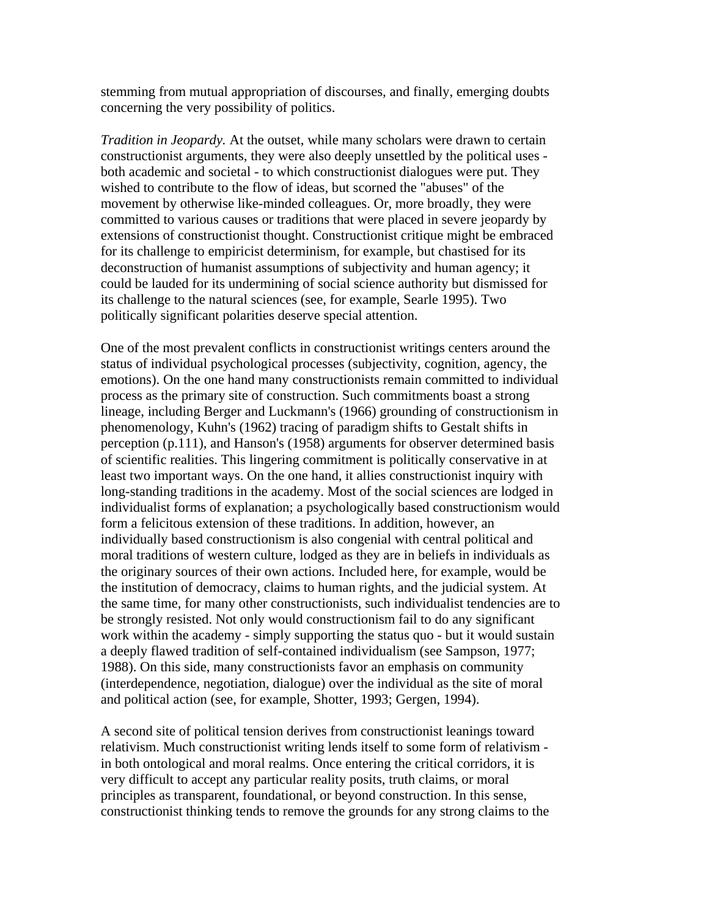stemming from mutual appropriation of discourses, and finally, emerging doubts concerning the very possibility of politics.

*Tradition in Jeopardy.* At the outset, while many scholars were drawn to certain constructionist arguments, they were also deeply unsettled by the political uses - both academic and societal - to which constructionist dialogues were put. They wished to contribute to the flow of ideas, but scorned the "abuses" of the movement by otherwise like-minded colleagues. Or, more broadly, they were committed to various causes or traditions that were placed in severe jeopardy by extensions of constructionist thought. Constructionist critique might be embraced for its challenge to empiricist determinism, for example, but chastised for its deconstruction of humanist assumptions of subjectivity and human agency; it could be lauded for its undermining of social science authority but dismissed for its challenge to the natural sciences (see, for example, Searle 1995). Two politically significant polarities deserve special attention.

One of the most prevalent conflicts in constructionist writings centers around the status of individual psychological processes (subjectivity, cognition, agency, the emotions). On the one hand many constructionists remain committed to individual process as the primary site of construction. Such commitments boast a strong lineage, including Berger and Luckmann's (1966) grounding of constructionism in phenomenology, Kuhn's (1962) tracing of paradigm shifts to Gestalt shifts in perception (p.111), and Hanson's (1958) arguments for observer determined basis of scientific realities. This lingering commitment is politically conservative in at least two important ways. On the one hand, it allies constructionist inquiry with long-standing traditions in the academy. Most of the social sciences are lodged in individualist forms of explanation; a psychologically based constructionism would form a felicitous extension of these traditions. In addition, however, an individually based constructionism is also congenial with central political and moral traditions of western culture, lodged as they are in beliefs in individuals as the originary sources of their own actions. Included here, for example, would be the institution of democracy, claims to human rights, and the judicial system. At the same time, for many other constructionists, such individualist tendencies are to be strongly resisted. Not only would constructionism fail to do any significant work within the academy - simply supporting the status quo - but it would sustain a deeply flawed tradition of self-contained individualism (see Sampson, 1977; 1988). On this side, many constructionists favor an emphasis on community (interdependence, negotiation, dialogue) over the individual as the site of moral and political action (see, for example, Shotter, 1993; Gergen, 1994).

A second site of political tension derives from constructionist leanings toward relativism. Much constructionist writing lends itself to some form of relativism - in both ontological and moral realms. Once entering the critical corridors, it is very difficult to accept any particular reality posits, truth claims, or moral principles as transparent, foundational, or beyond construction. In this sense, constructionist thinking tends to remove the grounds for any strong claims to the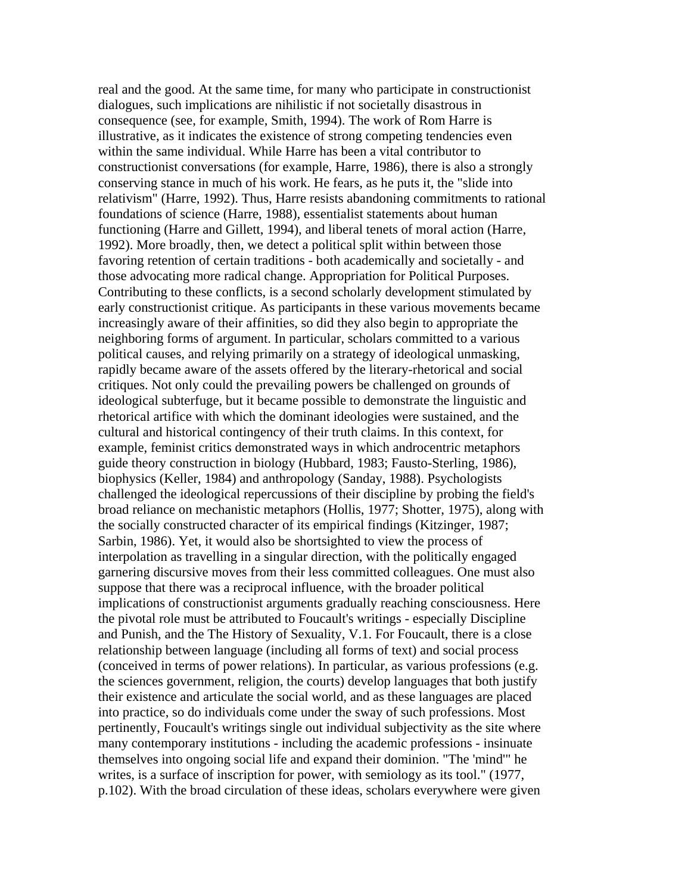real and the good. At the same time, for many who participate in constructionist dialogues, such implications are nihilistic if not societally disastrous in consequence (see, for example, Smith, 1994). The work of Rom Harre is illustrative, as it indicates the existence of strong competing tendencies even within the same individual. While Harre has been a vital contributor to constructionist conversations (for example, Harre, 1986), there is also a strongly conserving stance in much of his work. He fears, as he puts it, the "slide into relativism" (Harre, 1992). Thus, Harre resists abandoning commitments to rational foundations of science (Harre, 1988), essentialist statements about human functioning (Harre and Gillett, 1994), and liberal tenets of moral action (Harre, 1992). More broadly, then, we detect a political split within between those favoring retention of certain traditions - both academically and societally - and those advocating more radical change. Appropriation for Political Purposes. Contributing to these conflicts, is a second scholarly development stimulated by early constructionist critique. As participants in these various movements became increasingly aware of their affinities, so did they also begin to appropriate the neighboring forms of argument. In particular, scholars committed to a various political causes, and relying primarily on a strategy of ideological unmasking, rapidly became aware of the assets offered by the literary-rhetorical and social critiques. Not only could the prevailing powers be challenged on grounds of ideological subterfuge, but it became possible to demonstrate the linguistic and rhetorical artifice with which the dominant ideologies were sustained, and the cultural and historical contingency of their truth claims. In this context, for example, feminist critics demonstrated ways in which androcentric metaphors guide theory construction in biology (Hubbard, 1983; Fausto-Sterling, 1986), biophysics (Keller, 1984) and anthropology (Sanday, 1988). Psychologists challenged the ideological repercussions of their discipline by probing the field's broad reliance on mechanistic metaphors (Hollis, 1977; Shotter, 1975), along with the socially constructed character of its empirical findings (Kitzinger, 1987; Sarbin, 1986). Yet, it would also be shortsighted to view the process of interpolation as travelling in a singular direction, with the politically engaged garnering discursive moves from their less committed colleagues. One must also suppose that there was a reciprocal influence, with the broader political implications of constructionist arguments gradually reaching consciousness. Here the pivotal role must be attributed to Foucault's writings - especially Discipline and Punish, and the The History of Sexuality, V.1. For Foucault, there is a close relationship between language (including all forms of text) and social process (conceived in terms of power relations). In particular, as various professions (e.g. the sciences government, religion, the courts) develop languages that both justify their existence and articulate the social world, and as these languages are placed into practice, so do individuals come under the sway of such professions. Most pertinently, Foucault's writings single out individual subjectivity as the site where many contemporary institutions - including the academic professions - insinuate themselves into ongoing social life and expand their dominion. "The 'mind'" he writes, is a surface of inscription for power, with semiology as its tool." (1977, p.102). With the broad circulation of these ideas, scholars everywhere were given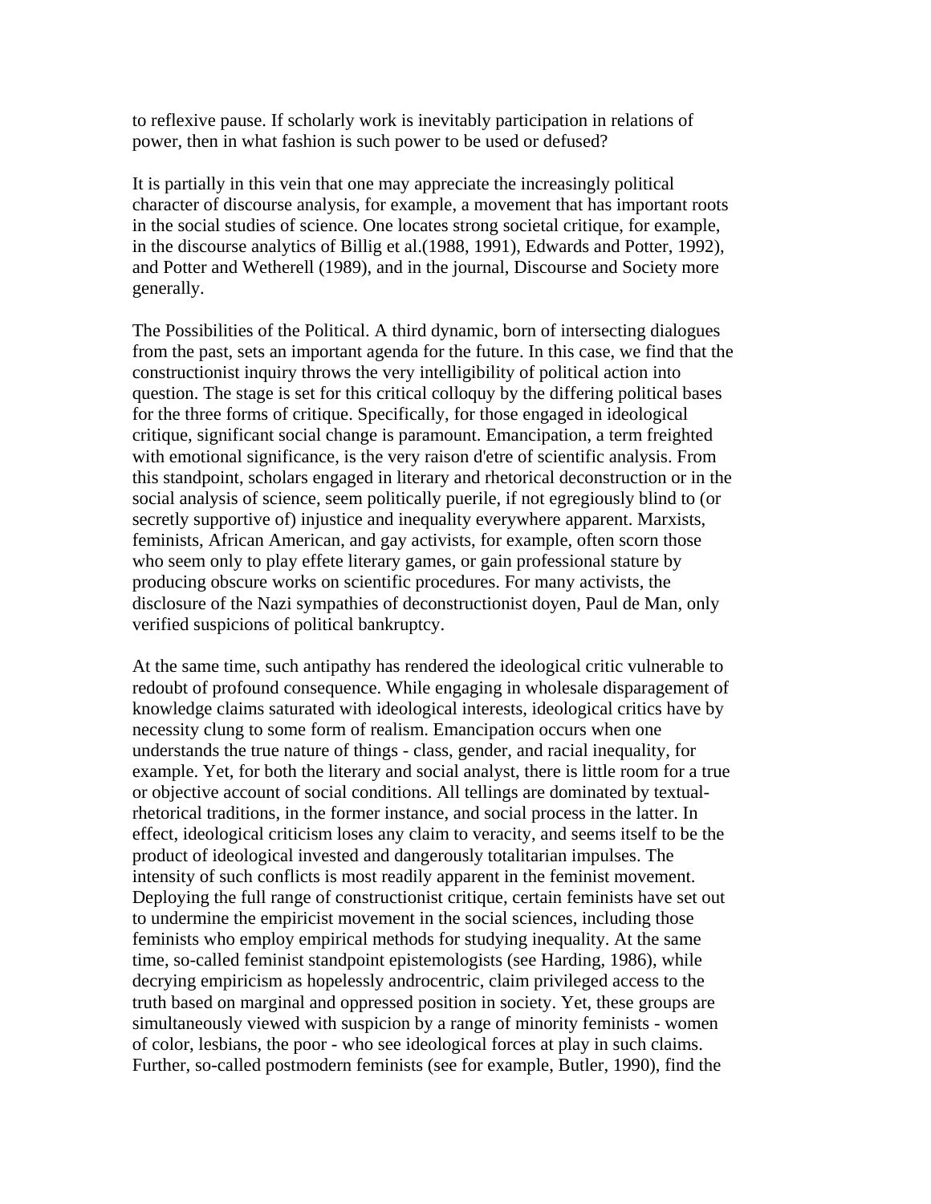to reflexive pause. If scholarly work is inevitably participation in relations of power, then in what fashion is such power to be used or defused?

It is partially in this vein that one may appreciate the increasingly political character of discourse analysis, for example, a movement that has important roots in the social studies of science. One locates strong societal critique, for example, in the discourse analytics of Billig et al.(1988, 1991), Edwards and Potter, 1992), and Potter and Wetherell (1989), and in the journal, Discourse and Society more generally.

The Possibilities of the Political. A third dynamic, born of intersecting dialogues from the past, sets an important agenda for the future. In this case, we find that the constructionist inquiry throws the very intelligibility of political action into question. The stage is set for this critical colloquy by the differing political bases for the three forms of critique. Specifically, for those engaged in ideological critique, significant social change is paramount. Emancipation, a term freighted with emotional significance, is the very raison d'etre of scientific analysis. From this standpoint, scholars engaged in literary and rhetorical deconstruction or in the social analysis of science, seem politically puerile, if not egregiously blind to (or secretly supportive of) injustice and inequality everywhere apparent. Marxists, feminists, African American, and gay activists, for example, often scorn those who seem only to play effete literary games, or gain professional stature by producing obscure works on scientific procedures. For many activists, the disclosure of the Nazi sympathies of deconstructionist doyen, Paul de Man, only verified suspicions of political bankruptcy.

At the same time, such antipathy has rendered the ideological critic vulnerable to redoubt of profound consequence. While engaging in wholesale disparagement of knowledge claims saturated with ideological interests, ideological critics have by necessity clung to some form of realism. Emancipation occurs when one understands the true nature of things - class, gender, and racial inequality, for example. Yet, for both the literary and social analyst, there is little room for a true or objective account of social conditions. All tellings are dominated by textual-rhetorical traditions, in the former instance, and social process in the latter. In effect, ideological criticism loses any claim to veracity, and seems itself to be the product of ideological invested and dangerously totalitarian impulses. The intensity of such conflicts is most readily apparent in the feminist movement. Deploying the full range of constructionist critique, certain feminists have set out to undermine the empiricist movement in the social sciences, including those feminists who employ empirical methods for studying inequality. At the same time, so-called feminist standpoint epistemologists (see Harding, 1986), while decrying empiricism as hopelessly androcentric, claim privileged access to the truth based on marginal and oppressed position in society. Yet, these groups are simultaneously viewed with suspicion by a range of minority feminists - women of color, lesbians, the poor - who see ideological forces at play in such claims. Further, so-called postmodern feminists (see for example, Butler, 1990), find the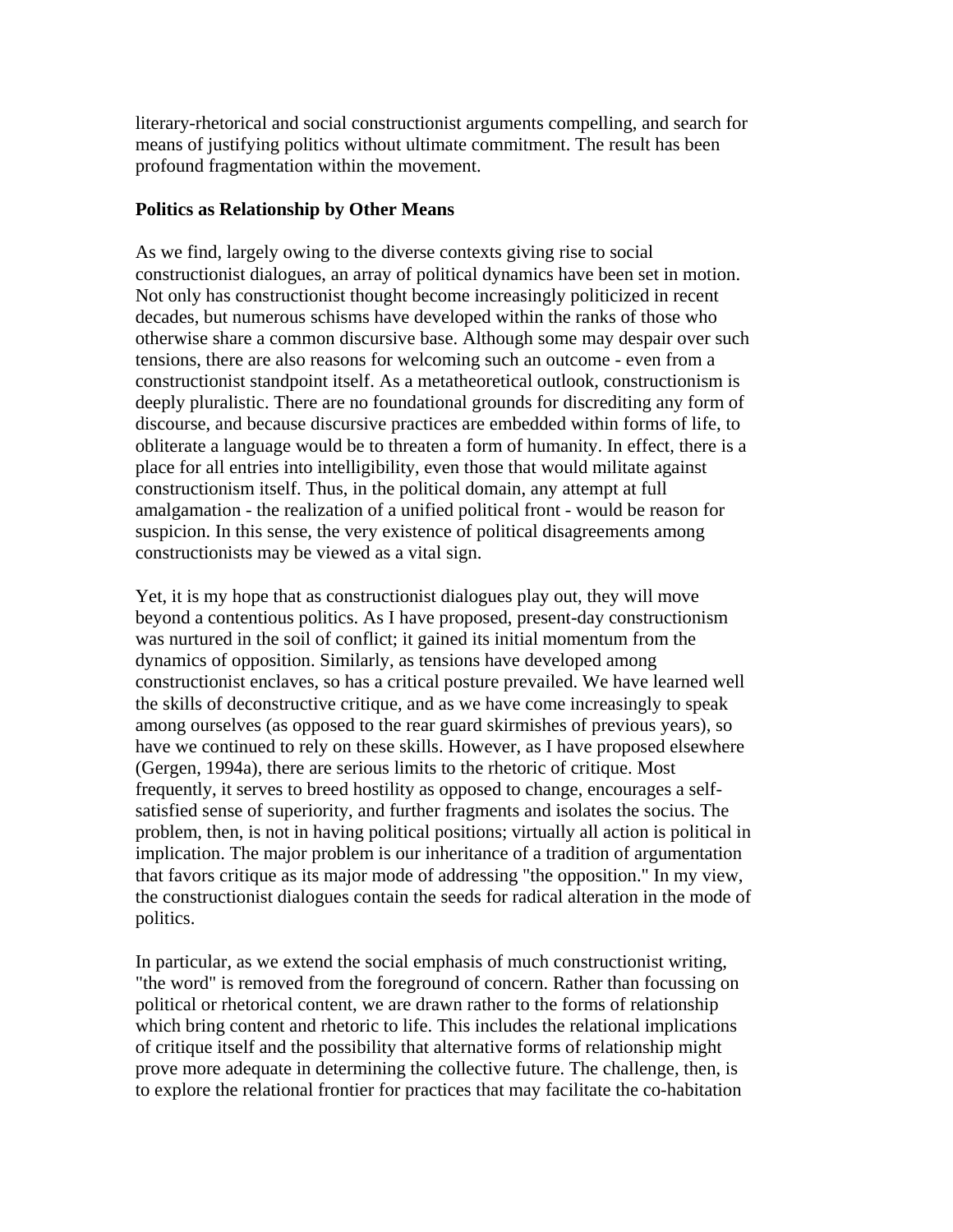literary-rhetorical and social constructionist arguments compelling, and search for means of justifying politics without ultimate commitment. The result has been profound fragmentation within the movement.

**Politics as Relationship by Other Means**

As we find, largely owing to the diverse contexts giving rise to social constructionist dialogues, an array of political dynamics have been set in motion. Not only has constructionist thought become increasingly politicized in recent decades, but numerous schisms have developed within the ranks of those who otherwise share a common discursive base. Although some may despair over such tensions, there are also reasons for welcoming such an outcome - even from a constructionist standpoint itself. As a metatheoretical outlook, constructionism is deeply pluralistic. There are no foundational grounds for discrediting any form of discourse, and because discursive practices are embedded within forms of life, to obliterate a language would be to threaten a form of humanity. In effect, there is a place for all entries into intelligibility, even those that would militate against constructionism itself. Thus, in the political domain, any attempt at full amalgamation - the realization of a unified political front - would be reason for suspicion. In this sense, the very existence of political disagreements among constructionists may be viewed as a vital sign.

Yet, it is my hope that as constructionist dialogues play out, they will move beyond a contentious politics. As I have proposed, present-day constructionism was nurtured in the soil of conflict; it gained its initial momentum from the dynamics of opposition. Similarly, as tensions have developed among constructionist enclaves, so has a critical posture prevailed. We have learned well the skills of deconstructive critique, and as we have come increasingly to speak among ourselves (as opposed to the rear guard skirmishes of previous years), so have we continued to rely on these skills. However, as I have proposed elsewhere (Gergen, 1994a), there are serious limits to the rhetoric of critique. Most frequently, it serves to breed hostility as opposed to change, encourages a self-satisfied sense of superiority, and further fragments and isolates the socius. The problem, then, is not in having political positions; virtually all action is political in implication. The major problem is our inheritance of a tradition of argumentation that favors critique as its major mode of addressing "the opposition." In my view, the constructionist dialogues contain the seeds for radical alteration in the mode of politics.

In particular, as we extend the social emphasis of much constructionist writing, "the word" is removed from the foreground of concern. Rather than focussing on political or rhetorical content, we are drawn rather to the forms of relationship which bring content and rhetoric to life. This includes the relational implications of critique itself and the possibility that alternative forms of relationship might prove more adequate in determining the collective future. The challenge, then, is to explore the relational frontier for practices that may facilitate the co-habitation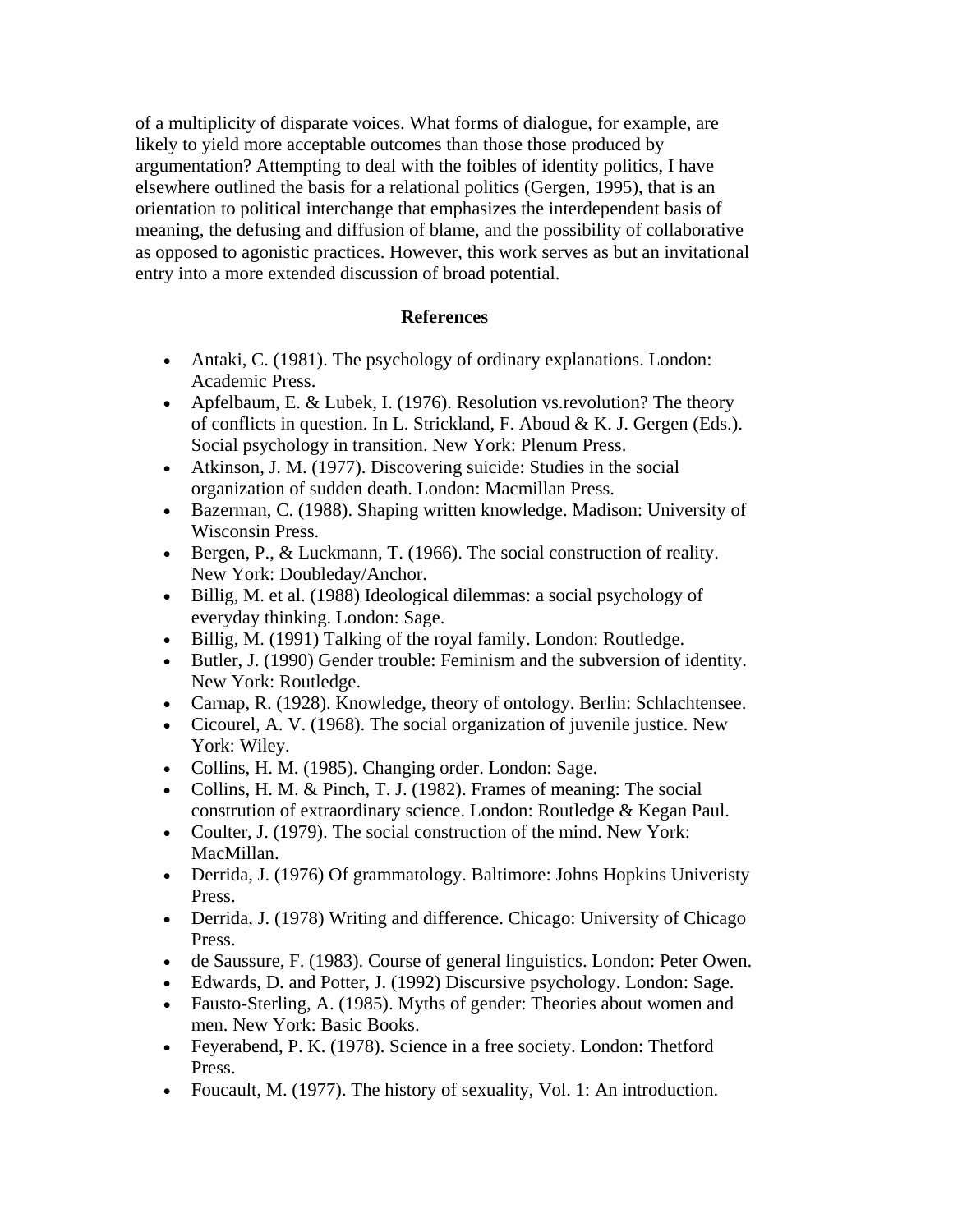of a multiplicity of disparate voices. What forms of dialogue, for example, are likely to yield more acceptable outcomes than those those produced by argumentation? Attempting to deal with the foibles of identity politics, I have elsewhere outlined the basis for a relational politics (Gergen, 1995), that is an orientation to political interchange that emphasizes the interdependent basis of meaning, the defusing and diffusion of blame, and the possibility of collaborative as opposed to agonistic practices. However, this work serves as but an invitational entry into a more extended discussion of broad potential.

## References

- Antaki, C. (1981). The psychology of ordinary explanations. London: Academic Press.
- Apfelbaum, E. & Lubek, I. (1976). Resolution vs.revolution? The theory of conflicts in question. In L. Strickland, F. Aboud & K. J. Gergen (Eds.). Social psychology in transition. New York: Plenum Press.
- Atkinson, J. M. (1977). Discovering suicide: Studies in the social organization of sudden death. London: Macmillan Press.
- Bazerman, C. (1988). Shaping written knowledge. Madison: University of Wisconsin Press.
- Bergen, P., & Luckmann, T. (1966). The social construction of reality. New York: Doubleday/Anchor.
- Billig, M. et al. (1988) Ideological dilemmas: a social psychology of everyday thinking. London: Sage.
- Billig, M. (1991) Talking of the royal family. London: Routledge.
- Butler, J. (1990) Gender trouble: Feminism and the subversion of identity. New York: Routledge.
- Carnap, R. (1928). Knowledge, theory of ontology. Berlin: Schlachtensee.
- Cicourel, A. V. (1968). The social organization of juvenile justice. New York: Wiley.
- Collins, H. M. (1985). Changing order. London: Sage.
- Collins, H. M. & Pinch, T. J. (1982). Frames of meaning: The social constrution of extraordinary science. London: Routledge & Kegan Paul.
- Coulter, J. (1979). The social construction of the mind. New York: MacMillan.
- Derrida, J. (1976) Of grammatology. Baltimore: Johns Hopkins Univeristy Press.
- Derrida, J. (1978) Writing and difference. Chicago: University of Chicago Press.
- de Saussure, F. (1983). Course of general linguistics. London: Peter Owen.
- Edwards, D. and Potter, J. (1992) Discursive psychology. London: Sage.
- Fausto-Sterling, A. (1985). Myths of gender: Theories about women and men. New York: Basic Books.
- Feyerabend, P. K. (1978). Science in a free society. London: Thetford Press.
- Foucault, M. (1977). The history of sexuality, Vol. 1: An introduction.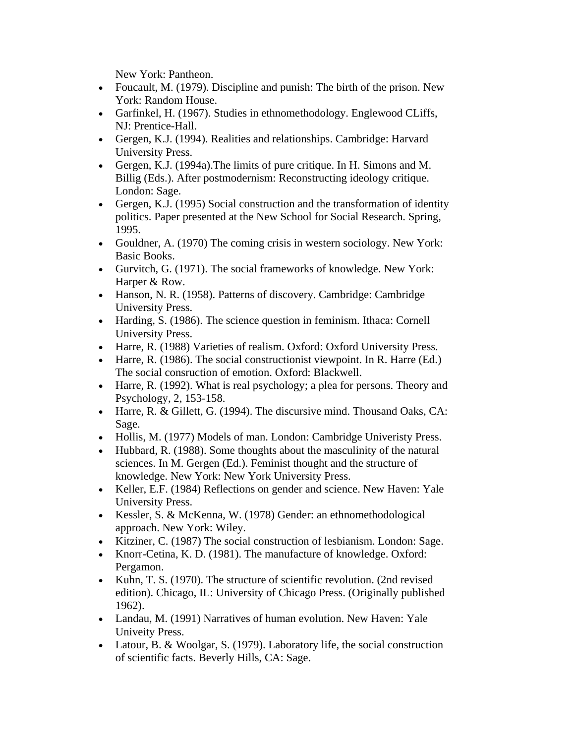New York: Pantheon.

- Foucault, M. (1979). Discipline and punish: The birth of the prison. New York: Random House.
- Garfinkel, H. (1967). Studies in ethnomethodology. Englewood CLiffs, NJ: Prentice-Hall.
- Gergen, K.J. (1994). Realities and relationships. Cambridge: Harvard University Press.
- Gergen, K.J. (1994a).The limits of pure critique. In H. Simons and M. Billig (Eds.). After postmodernism: Reconstructing ideology critique. London: Sage.
- Gergen, K.J. (1995) Social construction and the transformation of identity politics. Paper presented at the New School for Social Research. Spring, 1995.
- Gouldner, A. (1970) The coming crisis in western sociology. New York: Basic Books.
- Gurvitch, G. (1971). The social frameworks of knowledge. New York: Harper & Row.
- Hanson, N. R. (1958). Patterns of discovery. Cambridge: Cambridge University Press.
- Harding, S. (1986). The science question in feminism. Ithaca: Cornell University Press.
- Harre, R. (1988) Varieties of realism. Oxford: Oxford University Press.
- Harre, R. (1986). The social constructionist viewpoint. In R. Harre (Ed.) The social consruction of emotion. Oxford: Blackwell.
- Harre, R. (1992). What is real psychology; a plea for persons. Theory and Psychology, 2, 153-158.
- Harre, R. & Gillett, G. (1994). The discursive mind. Thousand Oaks, CA: Sage.
- Hollis, M. (1977) Models of man. London: Cambridge Univeristy Press.
- Hubbard, R. (1988). Some thoughts about the masculinity of the natural sciences. In M. Gergen (Ed.). Feminist thought and the structure of knowledge. New York: New York University Press.
- Keller, E.F. (1984) Reflections on gender and science. New Haven: Yale University Press.
- Kessler, S. & McKenna, W. (1978) Gender: an ethnomethodological approach. New York: Wiley.
- Kitziner, C. (1987) The social construction of lesbianism. London: Sage.
- Knorr-Cetina, K. D. (1981). The manufacture of knowledge. Oxford: Pergamon.
- Kuhn, T. S. (1970). The structure of scientific revolution. (2nd revised edition). Chicago, IL: University of Chicago Press. (Originally published 1962).
- Landau, M. (1991) Narratives of human evolution. New Haven: Yale Univeity Press.
- Latour, B. & Woolgar, S. (1979). Laboratory life, the social construction of scientific facts. Beverly Hills, CA: Sage.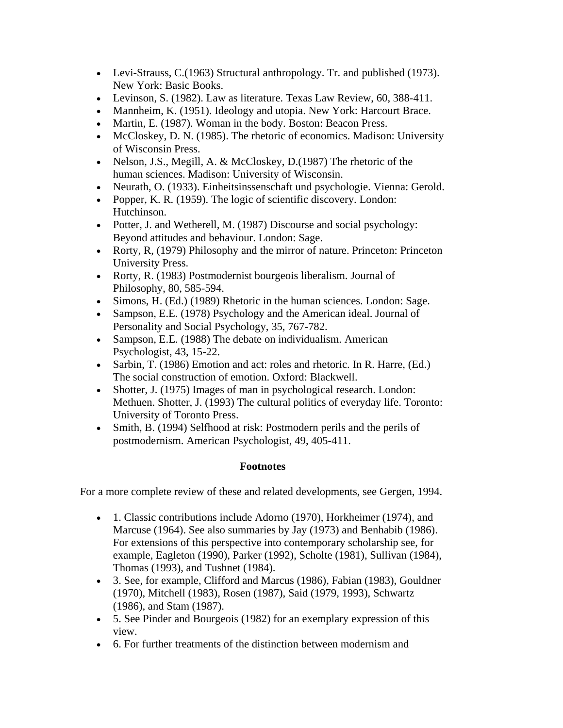- Levi-Strauss, C.(1963) Structural anthropology. Tr. and published (1973). New York: Basic Books.
- Levinson, S. (1982). Law as literature. Texas Law Review, 60, 388-411.
- Mannheim, K. (1951). Ideology and utopia. New York: Harcourt Brace.
- Martin, E. (1987). Woman in the body. Boston: Beacon Press.
- McCloskey, D. N. (1985). The rhetoric of economics. Madison: University of Wisconsin Press.
- Nelson, J.S., Megill, A. & McCloskey, D.(1987) The rhetoric of the human sciences. Madison: University of Wisconsin.
- Neurath, O. (1933). Einheitsinssenschaft und psychologie. Vienna: Gerold.
- Popper, K. R. (1959). The logic of scientific discovery. London: Hutchinson.
- Potter, J. and Wetherell, M. (1987) Discourse and social psychology: Beyond attitudes and behaviour. London: Sage.
- Rorty, R, (1979) Philosophy and the mirror of nature. Princeton: Princeton University Press.
- Rorty, R. (1983) Postmodernist bourgeois liberalism. Journal of Philosophy, 80, 585-594.
- Simons, H. (Ed.) (1989) Rhetoric in the human sciences. London: Sage.
- Sampson, E.E. (1978) Psychology and the American ideal. Journal of Personality and Social Psychology, 35, 767-782.
- Sampson, E.E. (1988) The debate on individualism. American Psychologist, 43, 15-22.
- Sarbin, T. (1986) Emotion and act: roles and rhetoric. In R. Harre, (Ed.) The social construction of emotion. Oxford: Blackwell.
- Shotter, J. (1975) Images of man in psychological research. London: Methuen. Shotter, J. (1993) The cultural politics of everyday life. Toronto: University of Toronto Press.
- Smith, B. (1994) Selfhood at risk: Postmodern perils and the perils of postmodernism. American Psychologist, 49, 405-411.

**Footnotes**

For a more complete review of these and related developments, see Gergen, 1994.

- 1. Classic contributions include Adorno (1970), Horkheimer (1974), and Marcuse (1964). See also summaries by Jay (1973) and Benhabib (1986). For extensions of this perspective into contemporary scholarship see, for example, Eagleton (1990), Parker (1992), Scholte (1981), Sullivan (1984), Thomas (1993), and Tushnet (1984).
- 3. See, for example, Clifford and Marcus (1986), Fabian (1983), Gouldner (1970), Mitchell (1983), Rosen (1987), Said (1979, 1993), Schwartz (1986), and Stam (1987).
- 5. See Pinder and Bourgeois (1982) for an exemplary expression of this view.
- 6. For further treatments of the distinction between modernism and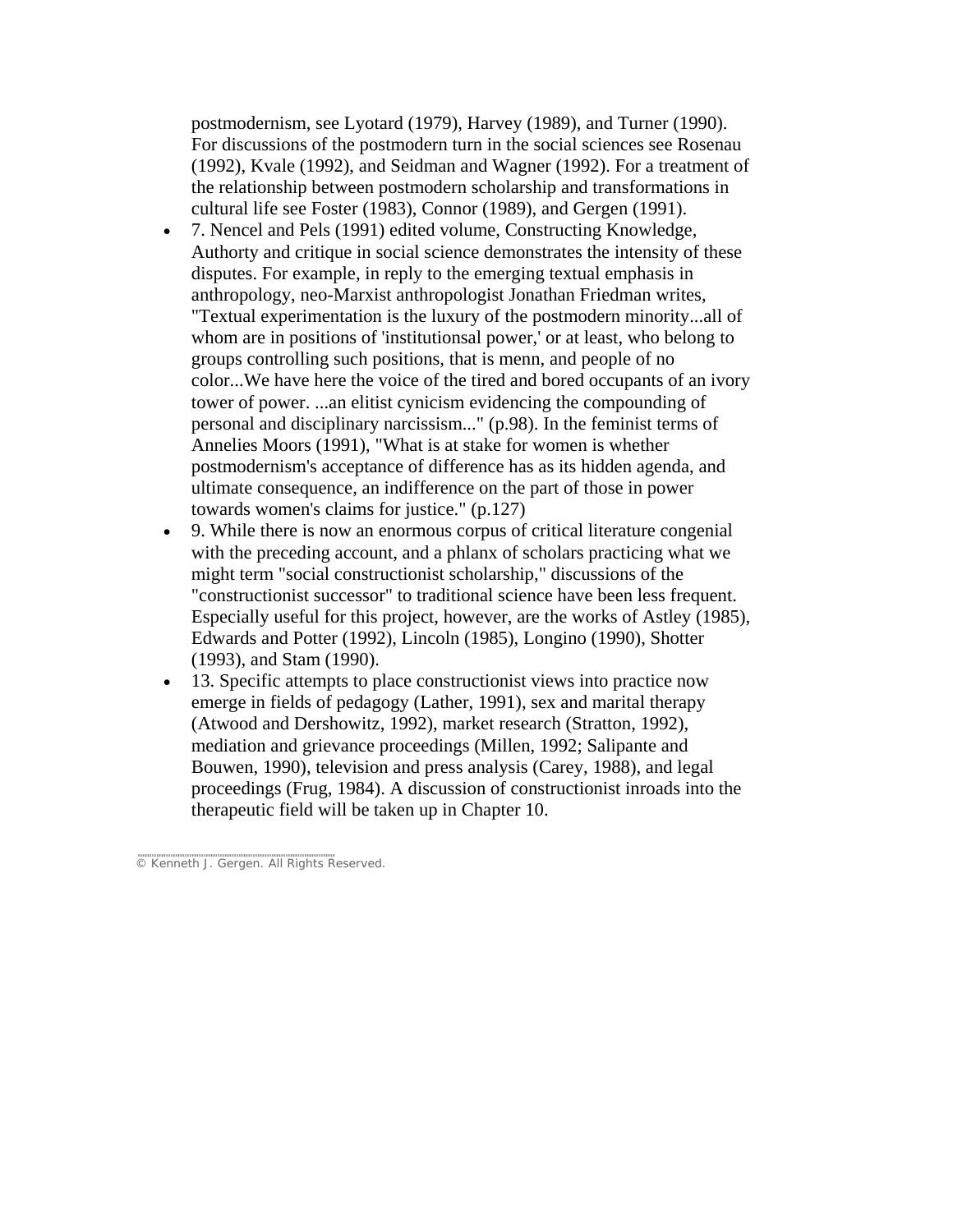postmodernism, see Lyotard (1979), Harvey (1989), and Turner (1990). For discussions of the postmodern turn in the social sciences see Rosenau (1992), Kvale (1992), and Seidman and Wagner (1992). For a treatment of the relationship between postmodern scholarship and transformations in cultural life see Foster (1983), Connor (1989), and Gergen (1991).

- 7. Nencel and Pels (1991) edited volume, Constructing Knowledge, Authorty and critique in social science demonstrates the intensity of these disputes. For example, in reply to the emerging textual emphasis in anthropology, neo-Marxist anthropologist Jonathan Friedman writes, "Textual experimentation is the luxury of the postmodern minority...all of whom are in positions of 'institutionsal power,' or at least, who belong to groups controlling such positions, that is menn, and people of no color...We have here the voice of the tired and bored occupants of an ivory tower of power. ...an elitist cynicism evidencing the compounding of personal and disciplinary narcissism..." (p.98). In the feminist terms of Annelies Moors (1991), "What is at stake for women is whether postmodernism's acceptance of difference has as its hidden agenda, and ultimate consequence, an indifference on the part of those in power towards women's claims for justice." (p.127)
- 9. While there is now an enormous corpus of critical literature congenial with the preceding account, and a phlanx of scholars practicing what we might term "social constructionist scholarship," discussions of the "constructionist successor" to traditional science have been less frequent. Especially useful for this project, however, are the works of Astley (1985), Edwards and Potter (1992), Lincoln (1985), Longino (1990), Shotter (1993), and Stam (1990).
- 13. Specific attempts to place constructionist views into practice now emerge in fields of pedagogy (Lather, 1991), sex and marital therapy (Atwood and Dershowitz, 1992), market research (Stratton, 1992), mediation and grievance proceedings (Millen, 1992; Salipante and Bouwen, 1990), television and press analysis (Carey, 1988), and legal proceedings (Frug, 1984). A discussion of constructionist inroads into the therapeutic field will be taken up in Chapter 10.

© Kenneth J. Gergen. All Rights Reserved.